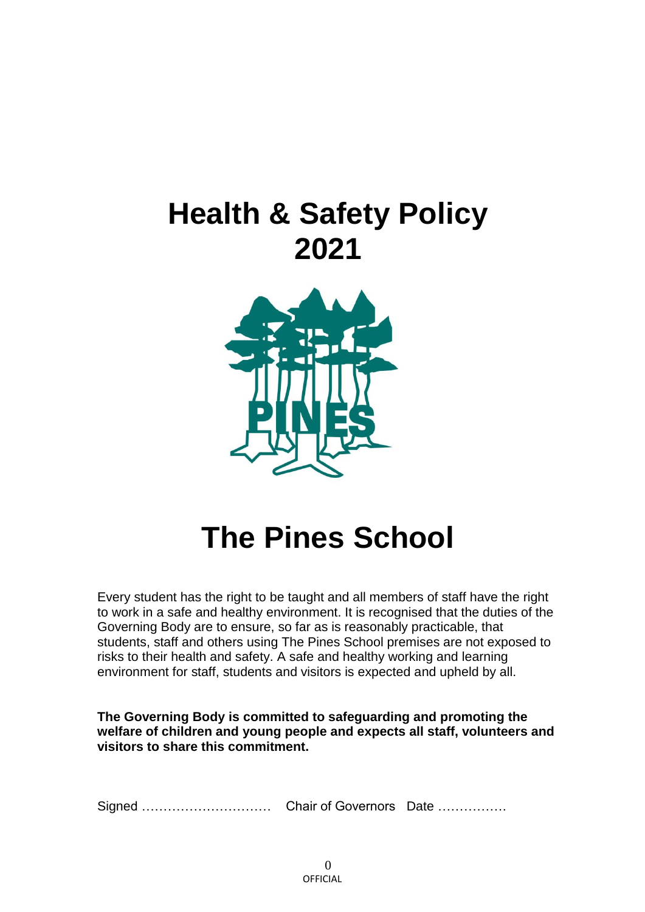# Health & Safety Policy 2021

# The Pines School

Every student has the right to be taught and all members of staff have the right to work in a safe and healthy environment. It is recognised that the duties of the Governing Body are to ensure, so far as is reasonably practicable, that students, staff and others using The Pines School premises are not exposed to risks to their health and safety. A safe and healthy working and learning environment for staff, students and visitors is expected and upheld by all.

**The Governing Body is committed to safeguarding and promoting the welfare of children and young people and expects all staff, volunteers and visitors to share this commitment.**

Signed ………………………… Chair of Governors Date …………….

OFFICIAL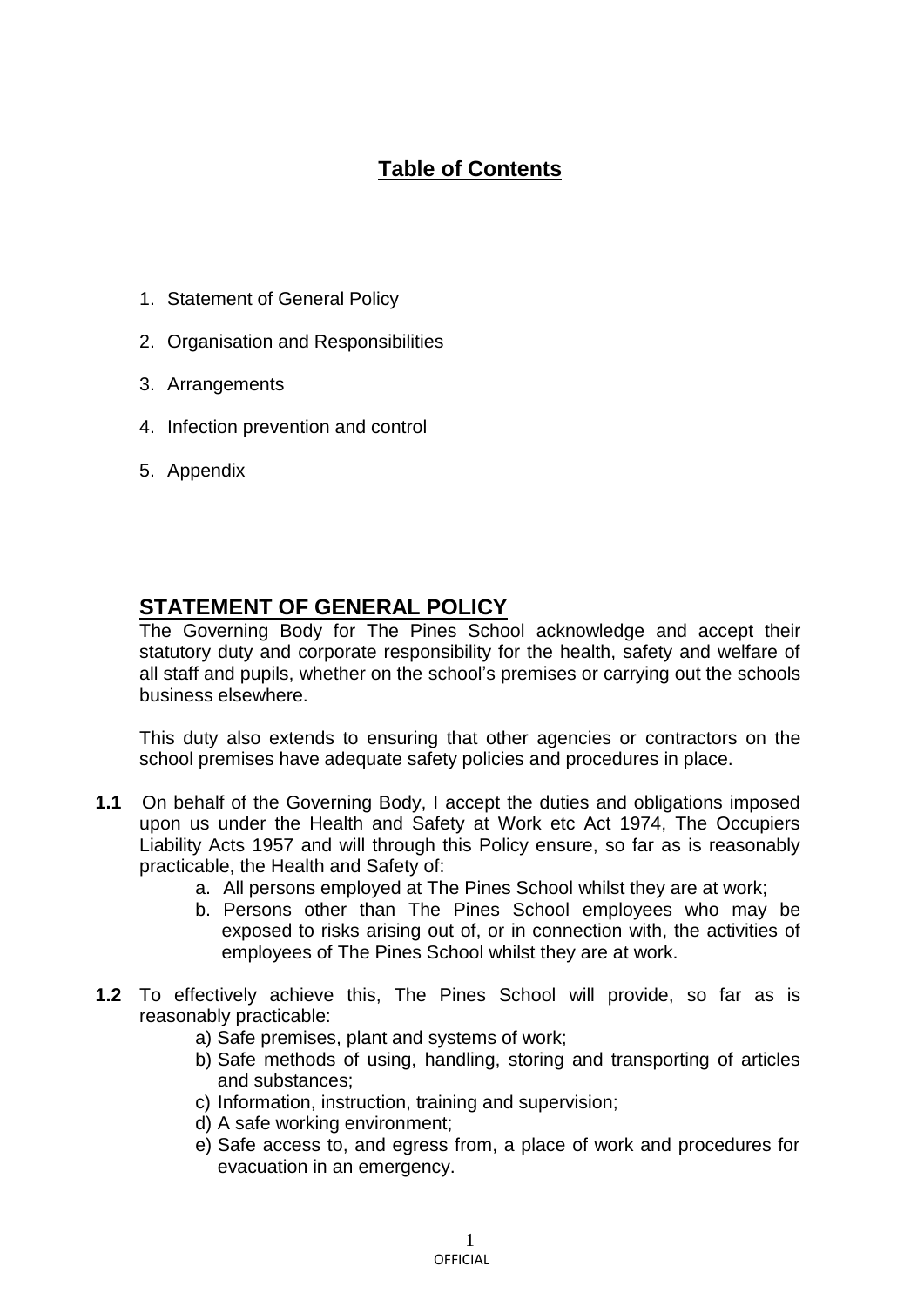## Table of Contents

1. Statement of General Policy
2. Organisation and Responsibilities
3. Arrangements
4. Infection prevention and control
5. Appendix

## STATEMENT OF GENERAL POLICY

The Governing Body for The Pines School acknowledge and accept their statutory duty and corporate responsibility for the health, safety and welfare of all staff and pupils, whether on the school's premises or carrying out the schools business elsewhere.

This duty also extends to ensuring that other agencies or contractors on the school premises have adequate safety policies and procedures in place.

**1.1** On behalf of the Governing Body, I accept the duties and obligations imposed upon us under the Health and Safety at Work etc Act 1974, The Occupiers Liability Acts 1957 and will through this Policy ensure, so far as is reasonably practicable, the Health and Safety of:

a. All persons employed at The Pines School whilst they are at work;
b. Persons other than The Pines School employees who may be exposed to risks arising out of, or in connection with, the activities of employees of The Pines School whilst they are at work.

**1.2** To effectively achieve this, The Pines School will provide, so far as is reasonably practicable:

a) Safe premises, plant and systems of work;
b) Safe methods of using, handling, storing and transporting of articles and substances;
c) Information, instruction, training and supervision;
d) A safe working environment;
e) Safe access to, and egress from, a place of work and procedures for evacuation in an emergency.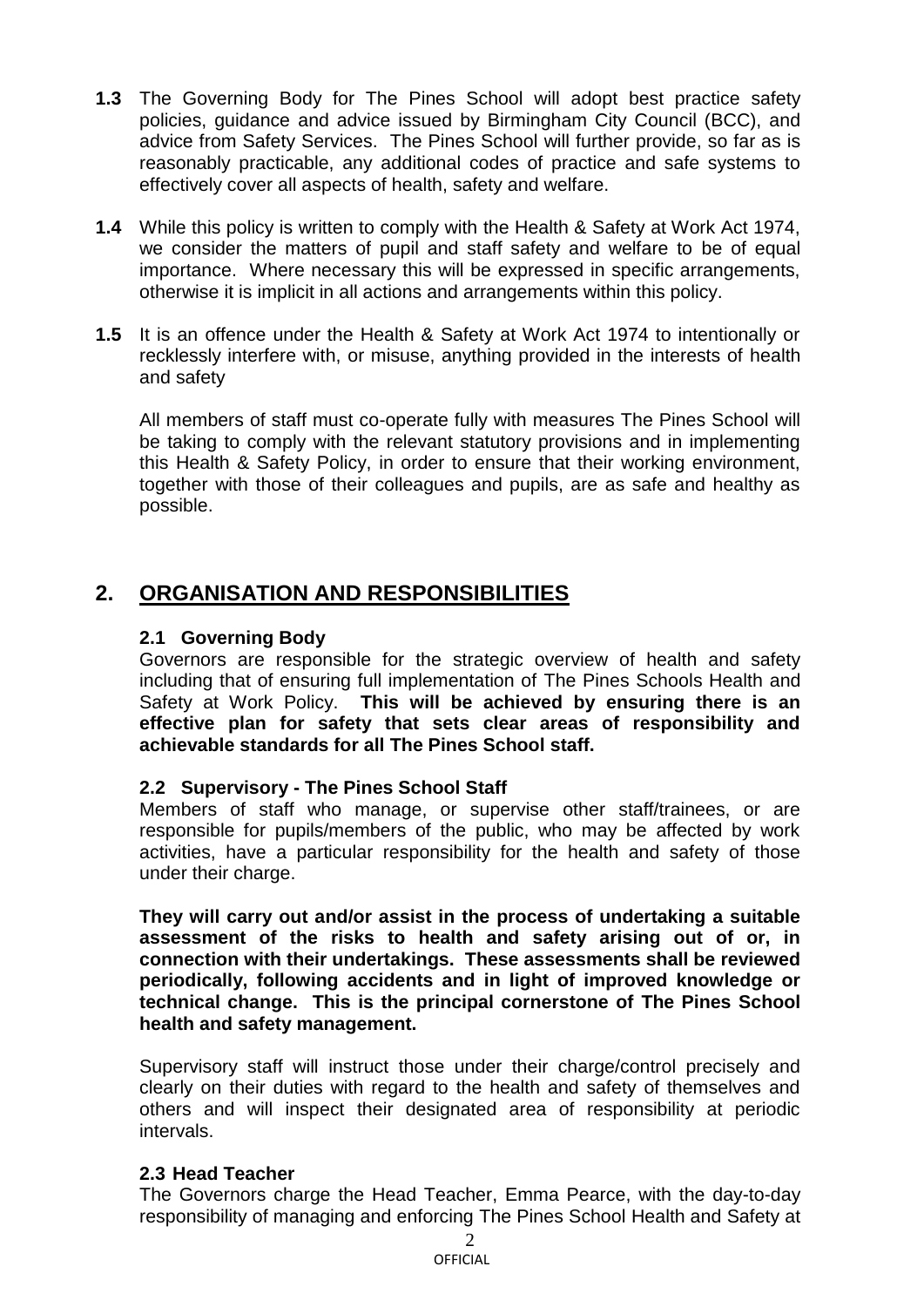**1.3** The Governing Body for The Pines School will adopt best practice safety policies, guidance and advice issued by Birmingham City Council (BCC), and advice from Safety Services. The Pines School will further provide, so far as is reasonably practicable, any additional codes of practice and safe systems to effectively cover all aspects of health, safety and welfare.

**1.4** While this policy is written to comply with the Health & Safety at Work Act 1974, we consider the matters of pupil and staff safety and welfare to be of equal importance. Where necessary this will be expressed in specific arrangements, otherwise it is implicit in all actions and arrangements within this policy.

**1.5** It is an offence under the Health & Safety at Work Act 1974 to intentionally or recklessly interfere with, or misuse, anything provided in the interests of health and safety

All members of staff must co-operate fully with measures The Pines School will be taking to comply with the relevant statutory provisions and in implementing this Health & Safety Policy, in order to ensure that their working environment, together with those of their colleagues and pupils, are as safe and healthy as possible.

## 2. ORGANISATION AND RESPONSIBILITIES

### 2.1 Governing Body

Governors are responsible for the strategic overview of health and safety including that of ensuring full implementation of The Pines Schools Health and Safety at Work Policy. **This will be achieved by ensuring there is an effective plan for safety that sets clear areas of responsibility and achievable standards for all The Pines School staff.**

### 2.2 Supervisory - The Pines School Staff

Members of staff who manage, or supervise other staff/trainees, or are responsible for pupils/members of the public, who may be affected by work activities, have a particular responsibility for the health and safety of those under their charge.

**They will carry out and/or assist in the process of undertaking a suitable assessment of the risks to health and safety arising out of or, in connection with their undertakings. These assessments shall be reviewed periodically, following accidents and in light of improved knowledge or technical change. This is the principal cornerstone of The Pines School health and safety management.**

Supervisory staff will instruct those under their charge/control precisely and clearly on their duties with regard to the health and safety of themselves and others and will inspect their designated area of responsibility at periodic intervals.

### 2.3 Head Teacher

The Governors charge the Head Teacher, Emma Pearce, with the day-to-day responsibility of managing and enforcing The Pines School Health and Safety at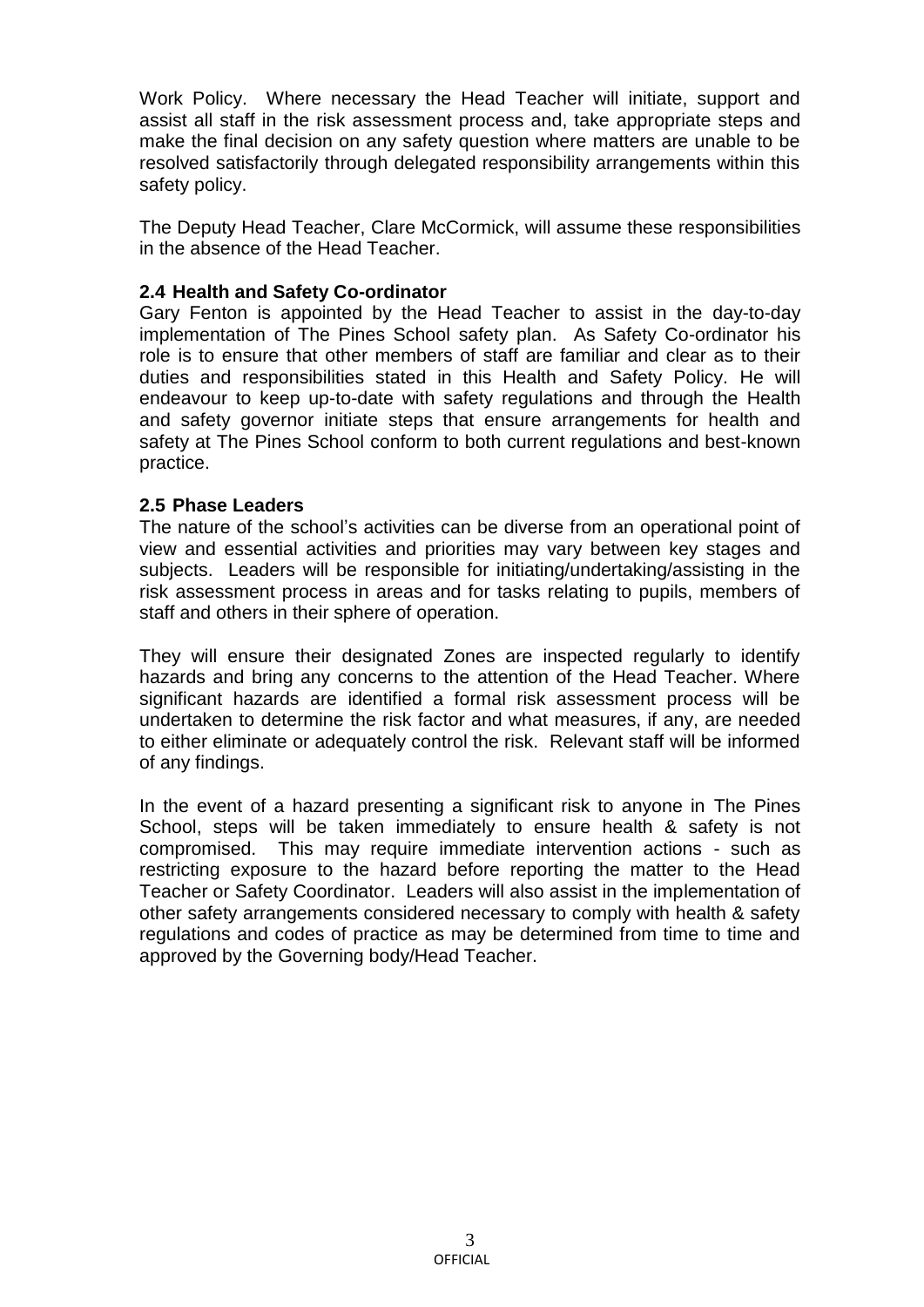Work Policy. Where necessary the Head Teacher will initiate, support and assist all staff in the risk assessment process and, take appropriate steps and make the final decision on any safety question where matters are unable to be resolved satisfactorily through delegated responsibility arrangements within this safety policy.

The Deputy Head Teacher, Clare McCormick, will assume these responsibilities in the absence of the Head Teacher.

### 2.4 Health and Safety Co-ordinator

Gary Fenton is appointed by the Head Teacher to assist in the day-to-day implementation of The Pines School safety plan. As Safety Co-ordinator his role is to ensure that other members of staff are familiar and clear as to their duties and responsibilities stated in this Health and Safety Policy. He will endeavour to keep up-to-date with safety regulations and through the Health and safety governor initiate steps that ensure arrangements for health and safety at The Pines School conform to both current regulations and best-known practice.

### 2.5 Phase Leaders

The nature of the school's activities can be diverse from an operational point of view and essential activities and priorities may vary between key stages and subjects. Leaders will be responsible for initiating/undertaking/assisting in the risk assessment process in areas and for tasks relating to pupils, members of staff and others in their sphere of operation.

They will ensure their designated Zones are inspected regularly to identify hazards and bring any concerns to the attention of the Head Teacher. Where significant hazards are identified a formal risk assessment process will be undertaken to determine the risk factor and what measures, if any, are needed to either eliminate or adequately control the risk. Relevant staff will be informed of any findings.

In the event of a hazard presenting a significant risk to anyone in The Pines School, steps will be taken immediately to ensure health & safety is not compromised. This may require immediate intervention actions - such as restricting exposure to the hazard before reporting the matter to the Head Teacher or Safety Coordinator. Leaders will also assist in the implementation of other safety arrangements considered necessary to comply with health & safety regulations and codes of practice as may be determined from time to time and approved by the Governing body/Head Teacher.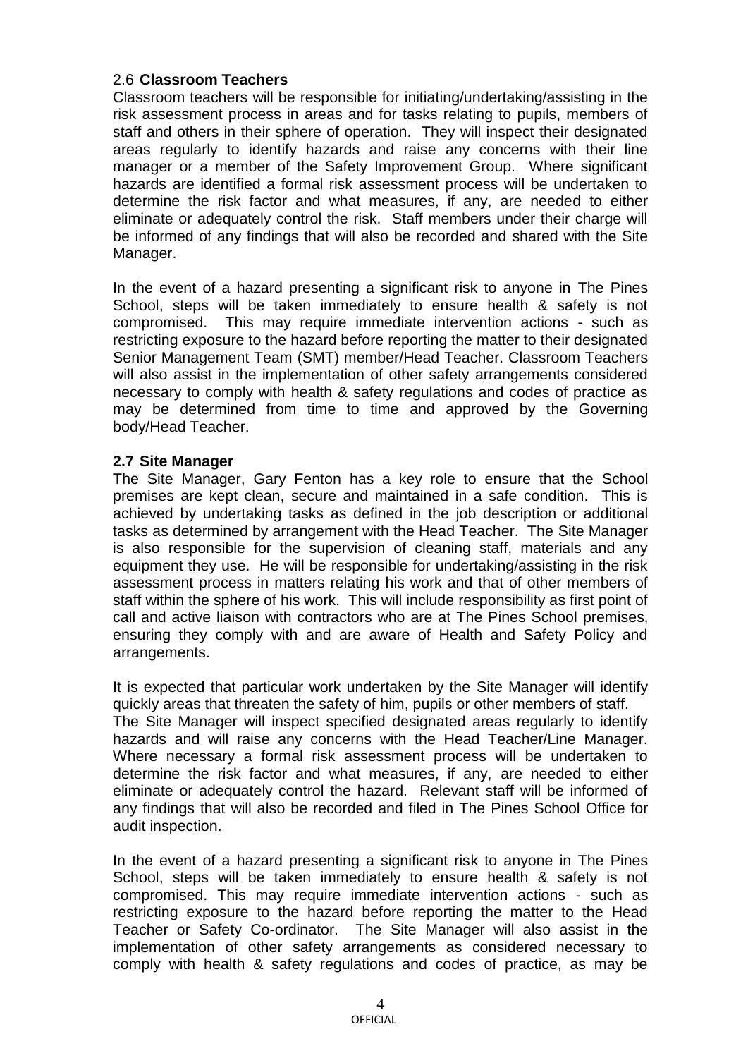### 2.6 Classroom Teachers

Classroom teachers will be responsible for initiating/undertaking/assisting in the risk assessment process in areas and for tasks relating to pupils, members of staff and others in their sphere of operation. They will inspect their designated areas regularly to identify hazards and raise any concerns with their line manager or a member of the Safety Improvement Group. Where significant hazards are identified a formal risk assessment process will be undertaken to determine the risk factor and what measures, if any, are needed to either eliminate or adequately control the risk. Staff members under their charge will be informed of any findings that will also be recorded and shared with the Site Manager.

In the event of a hazard presenting a significant risk to anyone in The Pines School, steps will be taken immediately to ensure health & safety is not compromised. This may require immediate intervention actions - such as restricting exposure to the hazard before reporting the matter to their designated Senior Management Team (SMT) member/Head Teacher. Classroom Teachers will also assist in the implementation of other safety arrangements considered necessary to comply with health & safety regulations and codes of practice as may be determined from time to time and approved by the Governing body/Head Teacher.

### 2.7 Site Manager

The Site Manager, Gary Fenton has a key role to ensure that the School premises are kept clean, secure and maintained in a safe condition. This is achieved by undertaking tasks as defined in the job description or additional tasks as determined by arrangement with the Head Teacher. The Site Manager is also responsible for the supervision of cleaning staff, materials and any equipment they use. He will be responsible for undertaking/assisting in the risk assessment process in matters relating his work and that of other members of staff within the sphere of his work. This will include responsibility as first point of call and active liaison with contractors who are at The Pines School premises, ensuring they comply with and are aware of Health and Safety Policy and arrangements.

It is expected that particular work undertaken by the Site Manager will identify quickly areas that threaten the safety of him, pupils or other members of staff.
The Site Manager will inspect specified designated areas regularly to identify hazards and will raise any concerns with the Head Teacher/Line Manager. Where necessary a formal risk assessment process will be undertaken to determine the risk factor and what measures, if any, are needed to either eliminate or adequately control the hazard. Relevant staff will be informed of any findings that will also be recorded and filed in The Pines School Office for audit inspection.

In the event of a hazard presenting a significant risk to anyone in The Pines School, steps will be taken immediately to ensure health & safety is not compromised. This may require immediate intervention actions - such as restricting exposure to the hazard before reporting the matter to the Head Teacher or Safety Co-ordinator. The Site Manager will also assist in the implementation of other safety arrangements as considered necessary to comply with health & safety regulations and codes of practice, as may be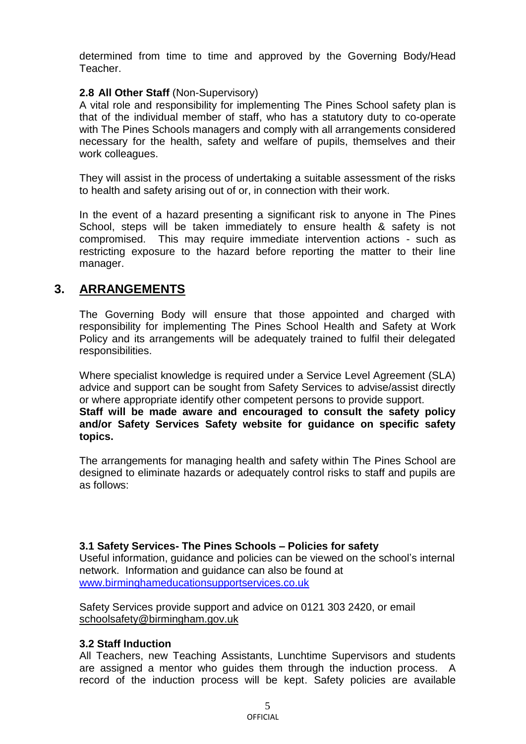determined from time to time and approved by the Governing Body/Head Teacher.

**2.8 All Other Staff** (Non-Supervisory)
A vital role and responsibility for implementing The Pines School safety plan is that of the individual member of staff, who has a statutory duty to co-operate with The Pines Schools managers and comply with all arrangements considered necessary for the health, safety and welfare of pupils, themselves and their work colleagues.

They will assist in the process of undertaking a suitable assessment of the risks to health and safety arising out of or, in connection with their work.

In the event of a hazard presenting a significant risk to anyone in The Pines School, steps will be taken immediately to ensure health & safety is not compromised. This may require immediate intervention actions - such as restricting exposure to the hazard before reporting the matter to their line manager.

## 3. ARRANGEMENTS

The Governing Body will ensure that those appointed and charged with responsibility for implementing The Pines School Health and Safety at Work Policy and its arrangements will be adequately trained to fulfil their delegated responsibilities.

Where specialist knowledge is required under a Service Level Agreement (SLA) advice and support can be sought from Safety Services to advise/assist directly or where appropriate identify other competent persons to provide support.
**Staff will be made aware and encouraged to consult the safety policy and/or Safety Services Safety website for guidance on specific safety topics.**

The arrangements for managing health and safety within The Pines School are designed to eliminate hazards or adequately control risks to staff and pupils are as follows:

**3.1 Safety Services- The Pines Schools – Policies for safety**
Useful information, guidance and policies can be viewed on the school's internal network. Information and guidance can also be found at www.birminghameducationsupportservices.co.uk

Safety Services provide support and advice on 0121 303 2420, or email schoolsafety@birmingham.gov.uk

**3.2 Staff Induction**
All Teachers, new Teaching Assistants, Lunchtime Supervisors and students are assigned a mentor who guides them through the induction process. A record of the induction process will be kept. Safety policies are available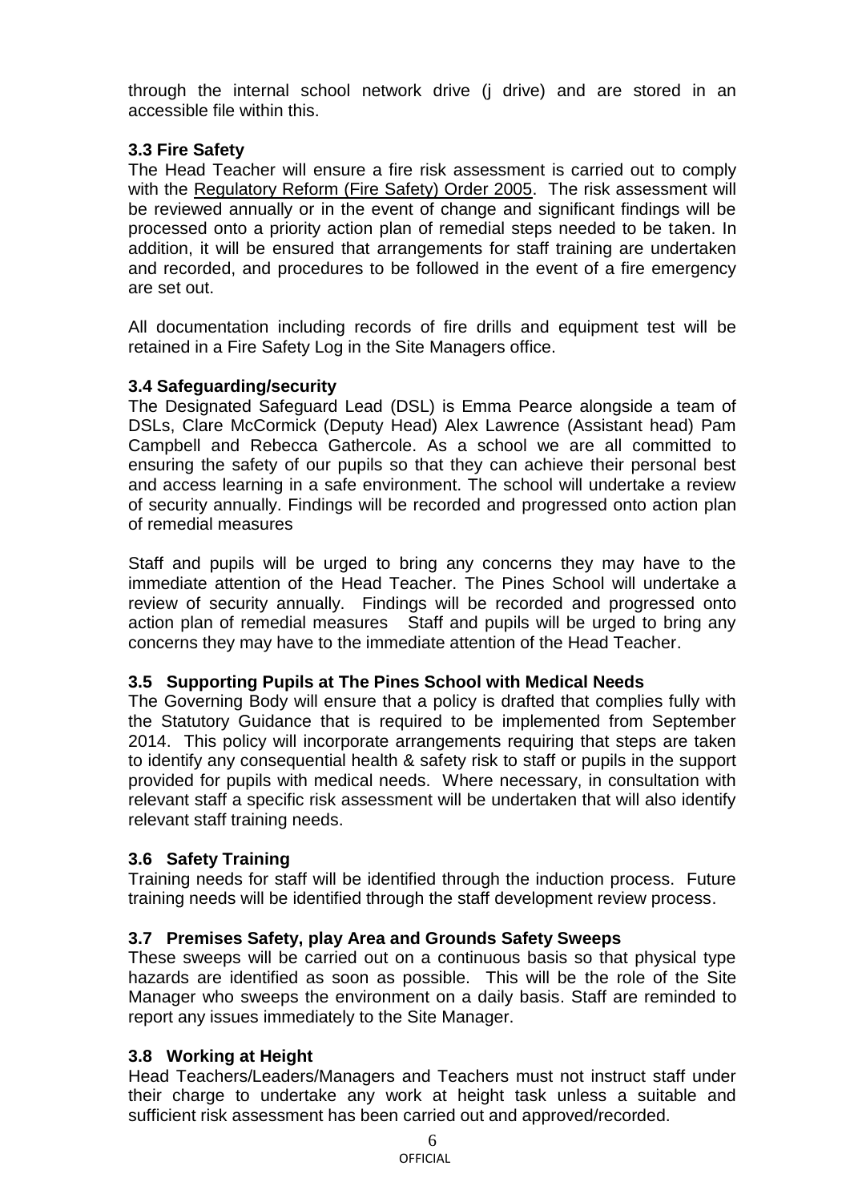through the internal school network drive (j drive) and are stored in an accessible file within this.

### 3.3 Fire Safety

The Head Teacher will ensure a fire risk assessment is carried out to comply with the Regulatory Reform (Fire Safety) Order 2005. The risk assessment will be reviewed annually or in the event of change and significant findings will be processed onto a priority action plan of remedial steps needed to be taken. In addition, it will be ensured that arrangements for staff training are undertaken and recorded, and procedures to be followed in the event of a fire emergency are set out.

All documentation including records of fire drills and equipment test will be retained in a Fire Safety Log in the Site Managers office.

### 3.4 Safeguarding/security

The Designated Safeguard Lead (DSL) is Emma Pearce alongside a team of DSLs, Clare McCormick (Deputy Head) Alex Lawrence (Assistant head) Pam Campbell and Rebecca Gathercole. As a school we are all committed to ensuring the safety of our pupils so that they can achieve their personal best and access learning in a safe environment. The school will undertake a review of security annually. Findings will be recorded and progressed onto action plan of remedial measures

Staff and pupils will be urged to bring any concerns they may have to the immediate attention of the Head Teacher. The Pines School will undertake a review of security annually. Findings will be recorded and progressed onto action plan of remedial measures Staff and pupils will be urged to bring any concerns they may have to the immediate attention of the Head Teacher.

### 3.5 Supporting Pupils at The Pines School with Medical Needs

The Governing Body will ensure that a policy is drafted that complies fully with the Statutory Guidance that is required to be implemented from September 2014. This policy will incorporate arrangements requiring that steps are taken to identify any consequential health & safety risk to staff or pupils in the support provided for pupils with medical needs. Where necessary, in consultation with relevant staff a specific risk assessment will be undertaken that will also identify relevant staff training needs.

### 3.6 Safety Training

Training needs for staff will be identified through the induction process. Future training needs will be identified through the staff development review process.

### 3.7 Premises Safety, play Area and Grounds Safety Sweeps

These sweeps will be carried out on a continuous basis so that physical type hazards are identified as soon as possible. This will be the role of the Site Manager who sweeps the environment on a daily basis. Staff are reminded to report any issues immediately to the Site Manager.

### 3.8 Working at Height

Head Teachers/Leaders/Managers and Teachers must not instruct staff under their charge to undertake any work at height task unless a suitable and sufficient risk assessment has been carried out and approved/recorded.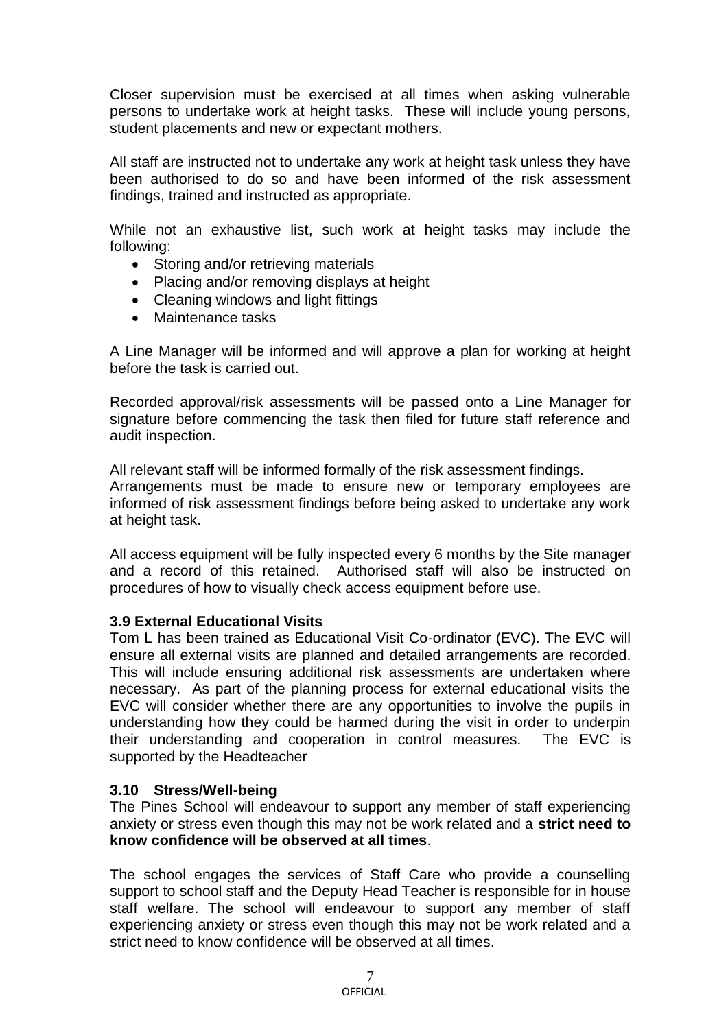Closer supervision must be exercised at all times when asking vulnerable persons to undertake work at height tasks. These will include young persons, student placements and new or expectant mothers.

All staff are instructed not to undertake any work at height task unless they have been authorised to do so and have been informed of the risk assessment findings, trained and instructed as appropriate.

While not an exhaustive list, such work at height tasks may include the following:

- Storing and/or retrieving materials
- Placing and/or removing displays at height
- Cleaning windows and light fittings
- Maintenance tasks

A Line Manager will be informed and will approve a plan for working at height before the task is carried out.

Recorded approval/risk assessments will be passed onto a Line Manager for signature before commencing the task then filed for future staff reference and audit inspection.

All relevant staff will be informed formally of the risk assessment findings.
Arrangements must be made to ensure new or temporary employees are informed of risk assessment findings before being asked to undertake any work at height task.

All access equipment will be fully inspected every 6 months by the Site manager and a record of this retained. Authorised staff will also be instructed on procedures of how to visually check access equipment before use.

### 3.9 External Educational Visits

Tom L has been trained as Educational Visit Co-ordinator (EVC). The EVC will ensure all external visits are planned and detailed arrangements are recorded. This will include ensuring additional risk assessments are undertaken where necessary. As part of the planning process for external educational visits the EVC will consider whether there are any opportunities to involve the pupils in understanding how they could be harmed during the visit in order to underpin their understanding and cooperation in control measures. The EVC is supported by the Headteacher

### 3.10 Stress/Well-being

The Pines School will endeavour to support any member of staff experiencing anxiety or stress even though this may not be work related and a **strict need to know confidence will be observed at all times**.

The school engages the services of Staff Care who provide a counselling support to school staff and the Deputy Head Teacher is responsible for in house staff welfare. The school will endeavour to support any member of staff experiencing anxiety or stress even though this may not be work related and a strict need to know confidence will be observed at all times.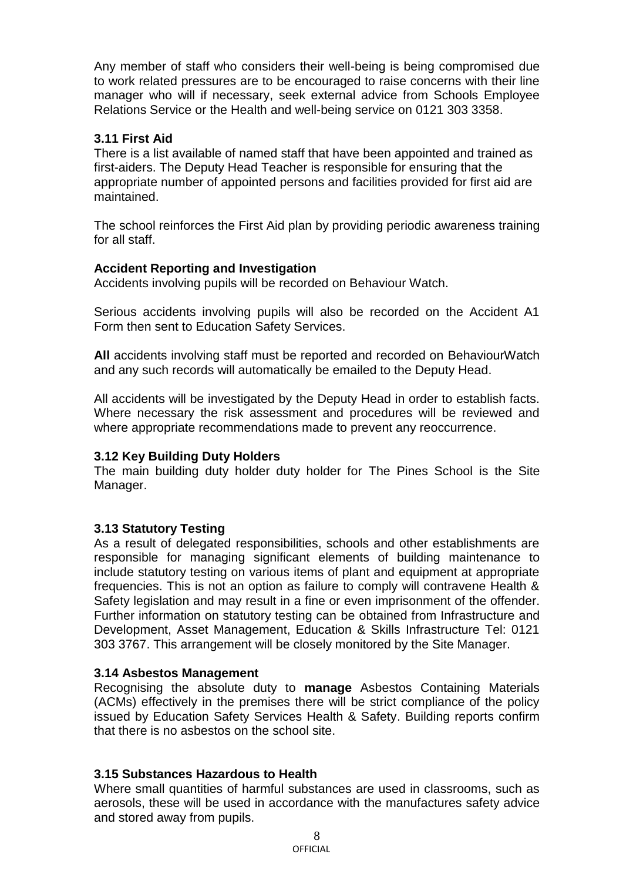Any member of staff who considers their well-being is being compromised due to work related pressures are to be encouraged to raise concerns with their line manager who will if necessary, seek external advice from Schools Employee Relations Service or the Health and well-being service on 0121 303 3358.

### 3.11 First Aid

There is a list available of named staff that have been appointed and trained as first-aiders. The Deputy Head Teacher is responsible for ensuring that the appropriate number of appointed persons and facilities provided for first aid are maintained.

The school reinforces the First Aid plan by providing periodic awareness training for all staff.

### Accident Reporting and Investigation

Accidents involving pupils will be recorded on Behaviour Watch.

Serious accidents involving pupils will also be recorded on the Accident A1 Form then sent to Education Safety Services.

**All** accidents involving staff must be reported and recorded on BehaviourWatch and any such records will automatically be emailed to the Deputy Head.

All accidents will be investigated by the Deputy Head in order to establish facts. Where necessary the risk assessment and procedures will be reviewed and where appropriate recommendations made to prevent any reoccurrence.

### 3.12 Key Building Duty Holders

The main building duty holder duty holder for The Pines School is the Site Manager.

### 3.13 Statutory Testing

As a result of delegated responsibilities, schools and other establishments are responsible for managing significant elements of building maintenance to include statutory testing on various items of plant and equipment at appropriate frequencies. This is not an option as failure to comply will contravene Health & Safety legislation and may result in a fine or even imprisonment of the offender. Further information on statutory testing can be obtained from Infrastructure and Development, Asset Management, Education & Skills Infrastructure Tel: 0121 303 3767. This arrangement will be closely monitored by the Site Manager.

### 3.14 Asbestos Management

Recognising the absolute duty to **manage** Asbestos Containing Materials (ACMs) effectively in the premises there will be strict compliance of the policy issued by Education Safety Services Health & Safety. Building reports confirm that there is no asbestos on the school site.

### 3.15 Substances Hazardous to Health

Where small quantities of harmful substances are used in classrooms, such as aerosols, these will be used in accordance with the manufactures safety advice and stored away from pupils.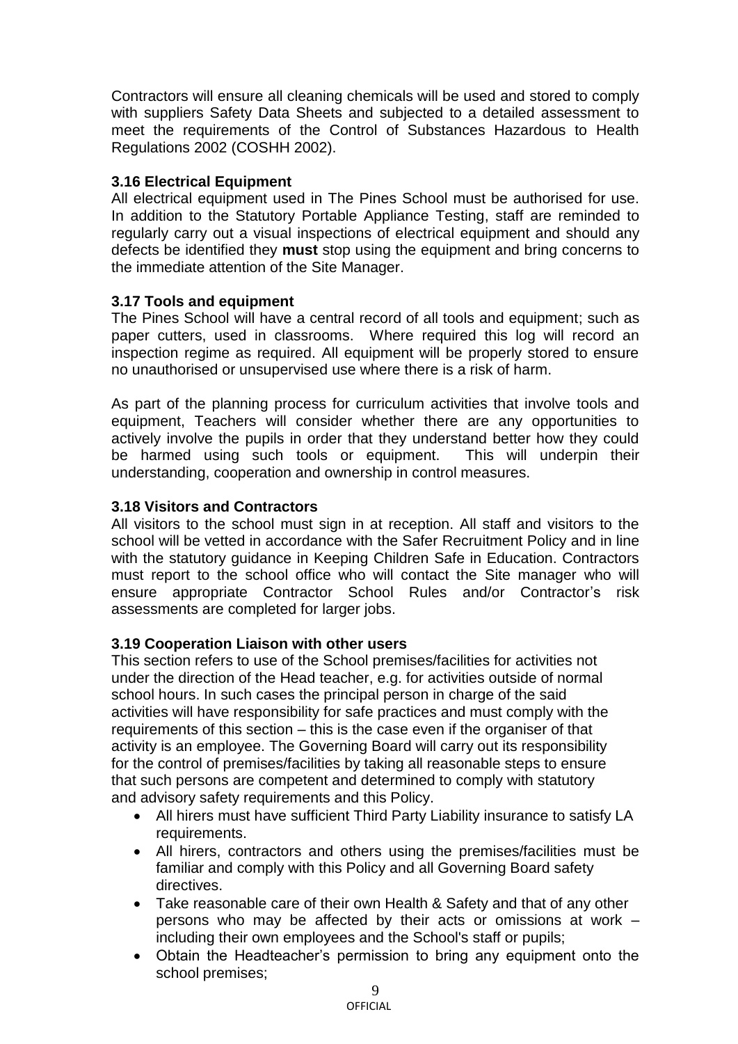Contractors will ensure all cleaning chemicals will be used and stored to comply with suppliers Safety Data Sheets and subjected to a detailed assessment to meet the requirements of the Control of Substances Hazardous to Health Regulations 2002 (COSHH 2002).

### 3.16 Electrical Equipment

All electrical equipment used in The Pines School must be authorised for use. In addition to the Statutory Portable Appliance Testing, staff are reminded to regularly carry out a visual inspections of electrical equipment and should any defects be identified they **must** stop using the equipment and bring concerns to the immediate attention of the Site Manager.

### 3.17 Tools and equipment

The Pines School will have a central record of all tools and equipment; such as paper cutters, used in classrooms. Where required this log will record an inspection regime as required. All equipment will be properly stored to ensure no unauthorised or unsupervised use where there is a risk of harm.

As part of the planning process for curriculum activities that involve tools and equipment, Teachers will consider whether there are any opportunities to actively involve the pupils in order that they understand better how they could be harmed using such tools or equipment. This will underpin their understanding, cooperation and ownership in control measures.

### 3.18 Visitors and Contractors

All visitors to the school must sign in at reception. All staff and visitors to the school will be vetted in accordance with the Safer Recruitment Policy and in line with the statutory guidance in Keeping Children Safe in Education. Contractors must report to the school office who will contact the Site manager who will ensure appropriate Contractor School Rules and/or Contractor's risk assessments are completed for larger jobs.

### 3.19 Cooperation Liaison with other users

This section refers to use of the School premises/facilities for activities not under the direction of the Head teacher, e.g. for activities outside of normal school hours. In such cases the principal person in charge of the said activities will have responsibility for safe practices and must comply with the requirements of this section – this is the case even if the organiser of that activity is an employee. The Governing Board will carry out its responsibility for the control of premises/facilities by taking all reasonable steps to ensure that such persons are competent and determined to comply with statutory and advisory safety requirements and this Policy.

- All hirers must have sufficient Third Party Liability insurance to satisfy LA requirements.
- All hirers, contractors and others using the premises/facilities must be familiar and comply with this Policy and all Governing Board safety directives.
- Take reasonable care of their own Health & Safety and that of any other persons who may be affected by their acts or omissions at work – including their own employees and the School's staff or pupils;
- Obtain the Headteacher's permission to bring any equipment onto the school premises;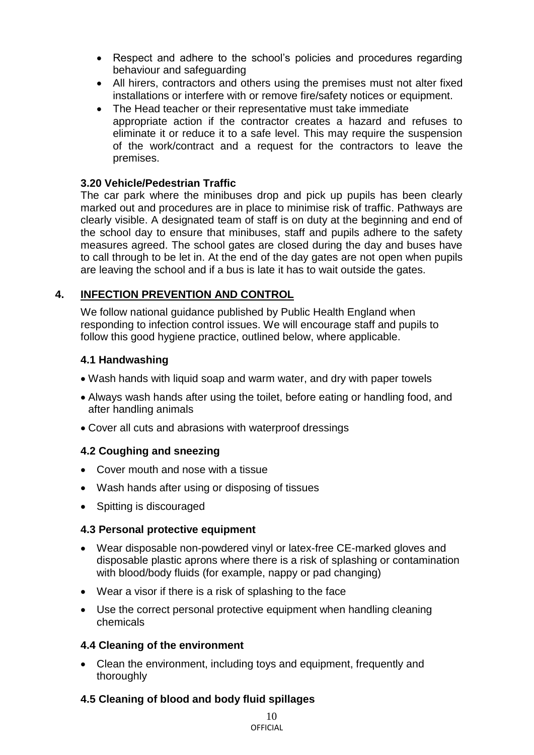- Respect and adhere to the school's policies and procedures regarding behaviour and safeguarding
- All hirers, contractors and others using the premises must not alter fixed installations or interfere with or remove fire/safety notices or equipment.
- The Head teacher or their representative must take immediate appropriate action if the contractor creates a hazard and refuses to eliminate it or reduce it to a safe level. This may require the suspension of the work/contract and a request for the contractors to leave the premises.

### 3.20 Vehicle/Pedestrian Traffic

The car park where the minibuses drop and pick up pupils has been clearly marked out and procedures are in place to minimise risk of traffic. Pathways are clearly visible. A designated team of staff is on duty at the beginning and end of the school day to ensure that minibuses, staff and pupils adhere to the safety measures agreed. The school gates are closed during the day and buses have to call through to be let in. At the end of the day gates are not open when pupils are leaving the school and if a bus is late it has to wait outside the gates.

## 4. INFECTION PREVENTION AND CONTROL

We follow national guidance published by Public Health England when responding to infection control issues. We will encourage staff and pupils to follow this good hygiene practice, outlined below, where applicable.

### 4.1 Handwashing

- Wash hands with liquid soap and warm water, and dry with paper towels
- Always wash hands after using the toilet, before eating or handling food, and after handling animals
- Cover all cuts and abrasions with waterproof dressings

### 4.2 Coughing and sneezing

- Cover mouth and nose with a tissue
- Wash hands after using or disposing of tissues
- Spitting is discouraged

### 4.3 Personal protective equipment

- Wear disposable non-powdered vinyl or latex-free CE-marked gloves and disposable plastic aprons where there is a risk of splashing or contamination with blood/body fluids (for example, nappy or pad changing)
- Wear a visor if there is a risk of splashing to the face
- Use the correct personal protective equipment when handling cleaning chemicals

### 4.4 Cleaning of the environment

- Clean the environment, including toys and equipment, frequently and thoroughly

### 4.5 Cleaning of blood and body fluid spillages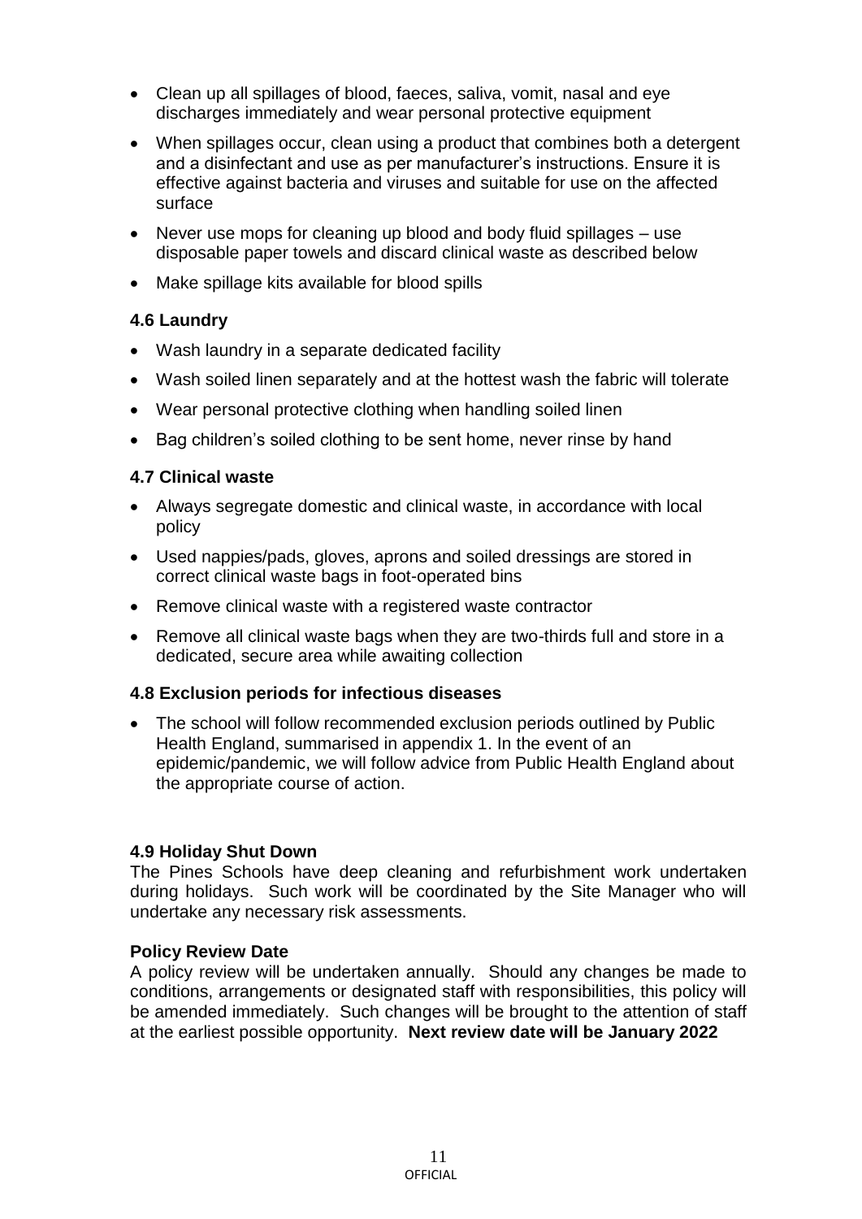- Clean up all spillages of blood, faeces, saliva, vomit, nasal and eye discharges immediately and wear personal protective equipment
- When spillages occur, clean using a product that combines both a detergent and a disinfectant and use as per manufacturer's instructions. Ensure it is effective against bacteria and viruses and suitable for use on the affected surface
- Never use mops for cleaning up blood and body fluid spillages – use disposable paper towels and discard clinical waste as described below
- Make spillage kits available for blood spills

### 4.6 Laundry

- Wash laundry in a separate dedicated facility
- Wash soiled linen separately and at the hottest wash the fabric will tolerate
- Wear personal protective clothing when handling soiled linen
- Bag children's soiled clothing to be sent home, never rinse by hand

### 4.7 Clinical waste

- Always segregate domestic and clinical waste, in accordance with local policy
- Used nappies/pads, gloves, aprons and soiled dressings are stored in correct clinical waste bags in foot-operated bins
- Remove clinical waste with a registered waste contractor
- Remove all clinical waste bags when they are two-thirds full and store in a dedicated, secure area while awaiting collection

### 4.8 Exclusion periods for infectious diseases

- The school will follow recommended exclusion periods outlined by Public Health England, summarised in appendix 1. In the event of an epidemic/pandemic, we will follow advice from Public Health England about the appropriate course of action.

### 4.9 Holiday Shut Down

The Pines Schools have deep cleaning and refurbishment work undertaken during holidays. Such work will be coordinated by the Site Manager who will undertake any necessary risk assessments.

### Policy Review Date

A policy review will be undertaken annually. Should any changes be made to conditions, arrangements or designated staff with responsibilities, this policy will be amended immediately. Such changes will be brought to the attention of staff at the earliest possible opportunity. **Next review date will be January 2022**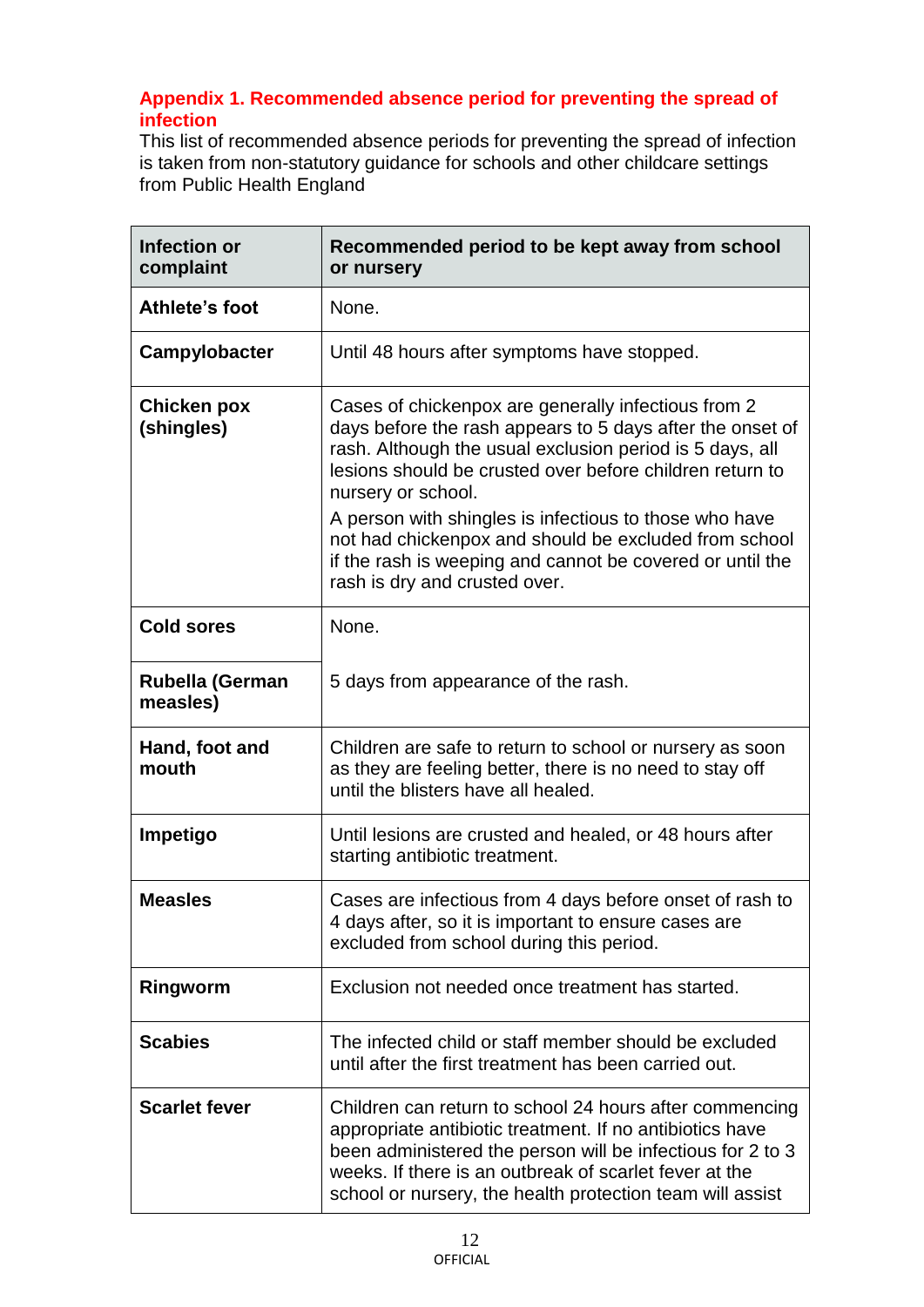## Appendix 1. Recommended absence period for preventing the spread of infection

This list of recommended absence periods for preventing the spread of infection is taken from non-statutory guidance for schools and other childcare settings from Public Health England

| Infection or complaint | Recommended period to be kept away from school or nursery |
|---|---|
| **Athlete's foot** | None. |
| **Campylobacter** | Until 48 hours after symptoms have stopped. |
| **Chicken pox (shingles)** | Cases of chickenpox are generally infectious from 2 days before the rash appears to 5 days after the onset of rash. Although the usual exclusion period is 5 days, all lesions should be crusted over before children return to nursery or school.<br>A person with shingles is infectious to those who have not had chickenpox and should be excluded from school if the rash is weeping and cannot be covered or until the rash is dry and crusted over. |
| **Cold sores** | None. |
| **Rubella (German measles)** | 5 days from appearance of the rash. |
| **Hand, foot and mouth** | Children are safe to return to school or nursery as soon as they are feeling better, there is no need to stay off until the blisters have all healed. |
| **Impetigo** | Until lesions are crusted and healed, or 48 hours after starting antibiotic treatment. |
| **Measles** | Cases are infectious from 4 days before onset of rash to 4 days after, so it is important to ensure cases are excluded from school during this period. |
| **Ringworm** | Exclusion not needed once treatment has started. |
| **Scabies** | The infected child or staff member should be excluded until after the first treatment has been carried out. |
| **Scarlet fever** | Children can return to school 24 hours after commencing appropriate antibiotic treatment. If no antibiotics have been administered the person will be infectious for 2 to 3 weeks. If there is an outbreak of scarlet fever at the school or nursery, the health protection team will assist |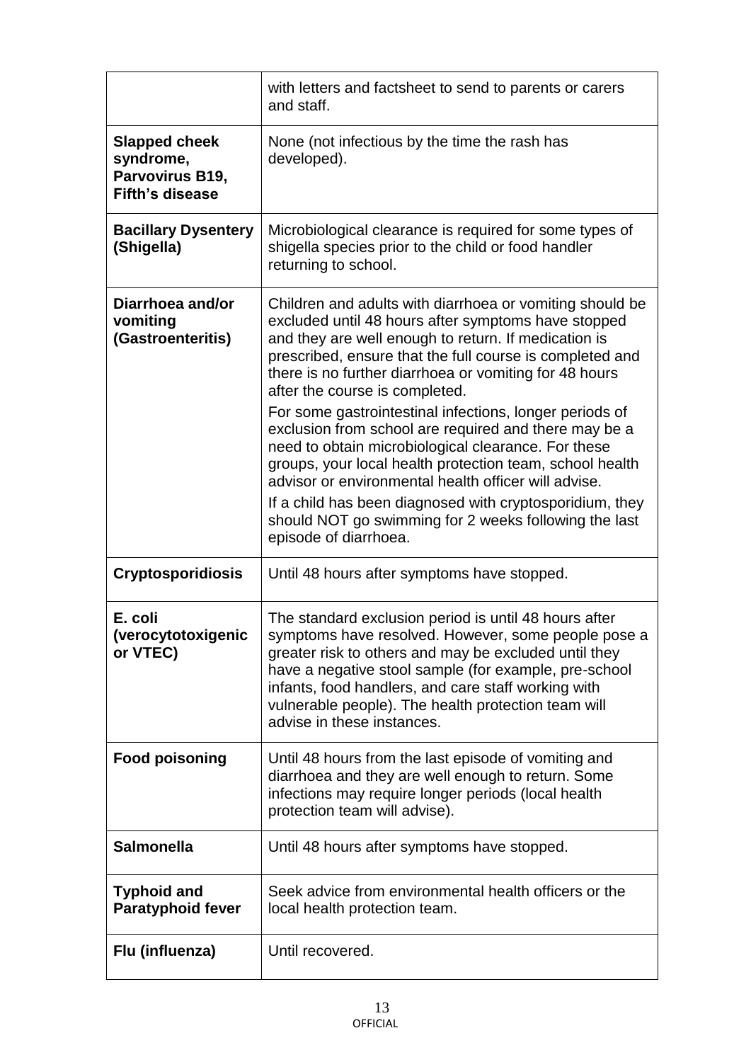| | |
|---|---|
| | with letters and factsheet to send to parents or carers and staff. |
| **Slapped cheek syndrome, Parvovirus B19, Fifth's disease** | None (not infectious by the time the rash has developed). |
| **Bacillary Dysentery (Shigella)** | Microbiological clearance is required for some types of shigella species prior to the child or food handler returning to school. |
| **Diarrhoea and/or vomiting (Gastroenteritis)** | Children and adults with diarrhoea or vomiting should be excluded until 48 hours after symptoms have stopped and they are well enough to return. If medication is prescribed, ensure that the full course is completed and there is no further diarrhoea or vomiting for 48 hours after the course is completed.<br>For some gastrointestinal infections, longer periods of exclusion from school are required and there may be a need to obtain microbiological clearance. For these groups, your local health protection team, school health advisor or environmental health officer will advise.<br>If a child has been diagnosed with cryptosporidium, they should NOT go swimming for 2 weeks following the last episode of diarrhoea. |
| **Cryptosporidiosis** | Until 48 hours after symptoms have stopped. |
| **E. coli (verocytotoxigenic or VTEC)** | The standard exclusion period is until 48 hours after symptoms have resolved. However, some people pose a greater risk to others and may be excluded until they have a negative stool sample (for example, pre-school infants, food handlers, and care staff working with vulnerable people). The health protection team will advise in these instances. |
| **Food poisoning** | Until 48 hours from the last episode of vomiting and diarrhoea and they are well enough to return. Some infections may require longer periods (local health protection team will advise). |
| **Salmonella** | Until 48 hours after symptoms have stopped. |
| **Typhoid and Paratyphoid fever** | Seek advice from environmental health officers or the local health protection team. |
| **Flu (influenza)** | Until recovered. |

OFFICIAL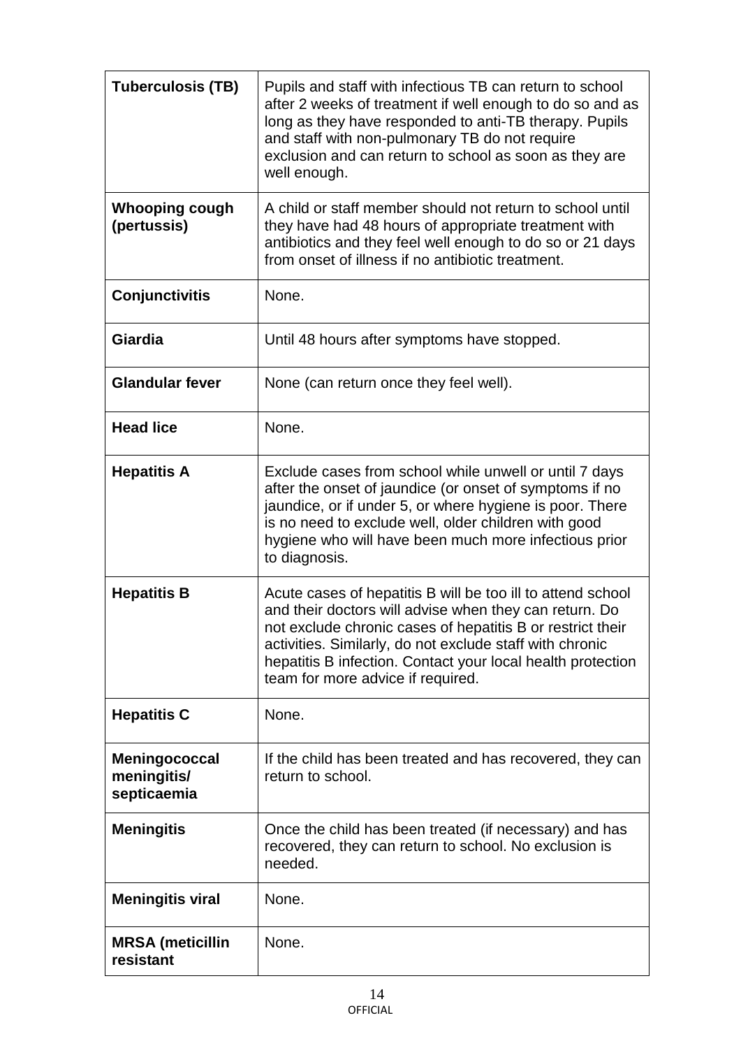| | |
|---|---|
| **Tuberculosis (TB)** | Pupils and staff with infectious TB can return to school after 2 weeks of treatment if well enough to do so and as long as they have responded to anti-TB therapy. Pupils and staff with non-pulmonary TB do not require exclusion and can return to school as soon as they are well enough. |
| **Whooping cough (pertussis)** | A child or staff member should not return to school until they have had 48 hours of appropriate treatment with antibiotics and they feel well enough to do so or 21 days from onset of illness if no antibiotic treatment. |
| **Conjunctivitis** | None. |
| **Giardia** | Until 48 hours after symptoms have stopped. |
| **Glandular fever** | None (can return once they feel well). |
| **Head lice** | None. |
| **Hepatitis A** | Exclude cases from school while unwell or until 7 days after the onset of jaundice (or onset of symptoms if no jaundice, or if under 5, or where hygiene is poor. There is no need to exclude well, older children with good hygiene who will have been much more infectious prior to diagnosis. |
| **Hepatitis B** | Acute cases of hepatitis B will be too ill to attend school and their doctors will advise when they can return. Do not exclude chronic cases of hepatitis B or restrict their activities. Similarly, do not exclude staff with chronic hepatitis B infection. Contact your local health protection team for more advice if required. |
| **Hepatitis C** | None. |
| **Meningococcal meningitis/ septicaemia** | If the child has been treated and has recovered, they can return to school. |
| **Meningitis** | Once the child has been treated (if necessary) and has recovered, they can return to school. No exclusion is needed. |
| **Meningitis viral** | None. |
| **MRSA (meticillin resistant** | None. |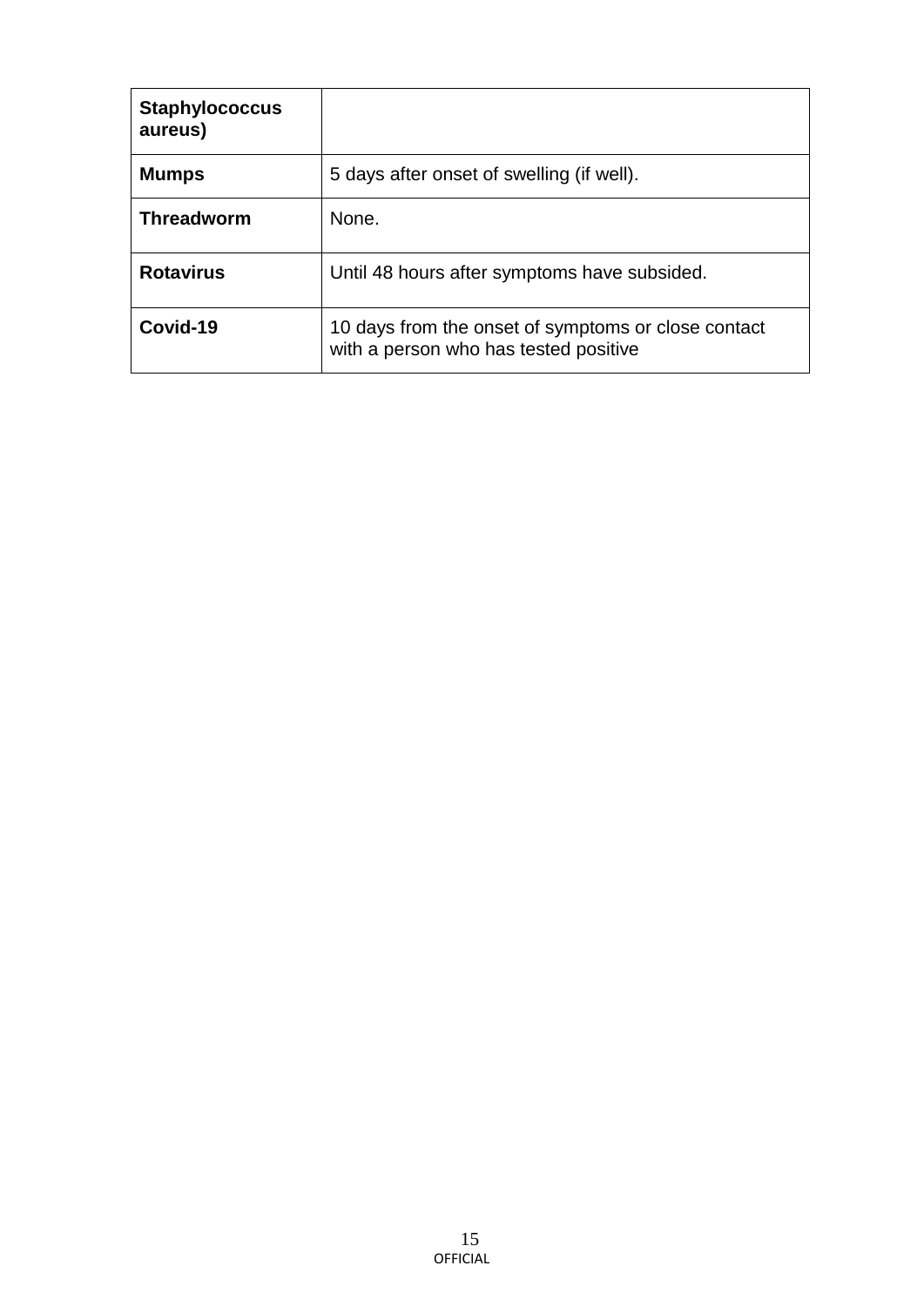| | |
|---|---|
| **Staphylococcus aureus)** | |
| **Mumps** | 5 days after onset of swelling (if well). |
| **Threadworm** | None. |
| **Rotavirus** | Until 48 hours after symptoms have subsided. |
| **Covid-19** | 10 days from the onset of symptoms or close contact with a person who has tested positive |

OFFICIAL